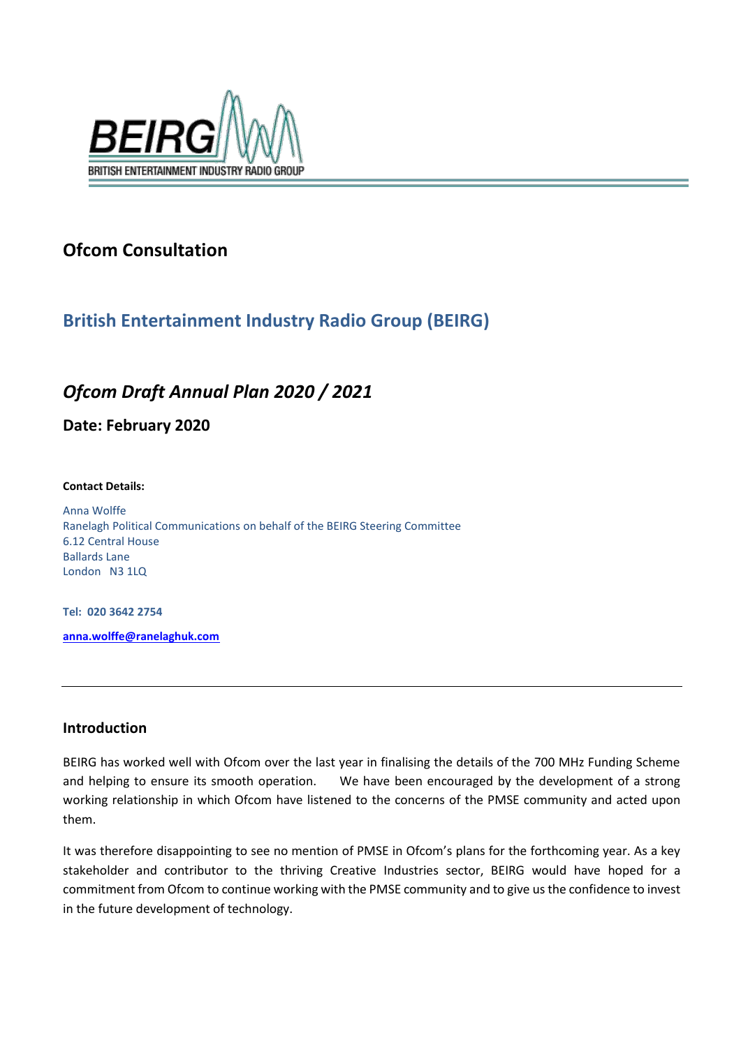BEIRG

BRITISH ENTERTAINMENT INDUSTRY RADIO GROUP

## Ofcom Consultation

## British Entertainment Industry Radio Group (BEIRG)

## *Ofcom Draft Annual Plan 2020 / 2021*

### Date: February 2020

**Contact Details:**

Anna Wolffe
Ranelagh Political Communications on behalf of the BEIRG Steering Committee
6.12 Central House
Ballards Lane
London N3 1LQ

**Tel: 020 3642 2754**

**anna.wolffe@ranelaghuk.com**

---

### Introduction

BEIRG has worked well with Ofcom over the last year in finalising the details of the 700 MHz Funding Scheme and helping to ensure its smooth operation. We have been encouraged by the development of a strong working relationship in which Ofcom have listened to the concerns of the PMSE community and acted upon them.

It was therefore disappointing to see no mention of PMSE in Ofcom's plans for the forthcoming year. As a key stakeholder and contributor to the thriving Creative Industries sector, BEIRG would have hoped for a commitment from Ofcom to continue working with the PMSE community and to give us the confidence to invest in the future development of technology.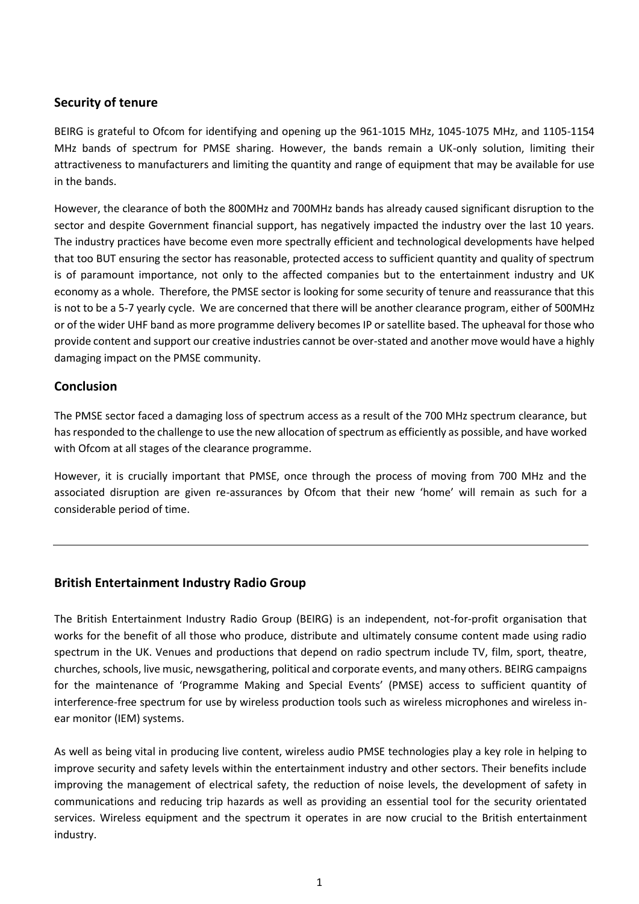## Security of tenure

BEIRG is grateful to Ofcom for identifying and opening up the 961-1015 MHz, 1045-1075 MHz, and 1105-1154 MHz bands of spectrum for PMSE sharing. However, the bands remain a UK-only solution, limiting their attractiveness to manufacturers and limiting the quantity and range of equipment that may be available for use in the bands.

However, the clearance of both the 800MHz and 700MHz bands has already caused significant disruption to the sector and despite Government financial support, has negatively impacted the industry over the last 10 years. The industry practices have become even more spectrally efficient and technological developments have helped that too BUT ensuring the sector has reasonable, protected access to sufficient quantity and quality of spectrum is of paramount importance, not only to the affected companies but to the entertainment industry and UK economy as a whole. Therefore, the PMSE sector is looking for some security of tenure and reassurance that this is not to be a 5-7 yearly cycle. We are concerned that there will be another clearance program, either of 500MHz or of the wider UHF band as more programme delivery becomes IP or satellite based. The upheaval for those who provide content and support our creative industries cannot be over-stated and another move would have a highly damaging impact on the PMSE community.

## Conclusion

The PMSE sector faced a damaging loss of spectrum access as a result of the 700 MHz spectrum clearance, but has responded to the challenge to use the new allocation of spectrum as efficiently as possible, and have worked with Ofcom at all stages of the clearance programme.

However, it is crucially important that PMSE, once through the process of moving from 700 MHz and the associated disruption are given re-assurances by Ofcom that their new 'home' will remain as such for a considerable period of time.

---

## British Entertainment Industry Radio Group

The British Entertainment Industry Radio Group (BEIRG) is an independent, not-for-profit organisation that works for the benefit of all those who produce, distribute and ultimately consume content made using radio spectrum in the UK. Venues and productions that depend on radio spectrum include TV, film, sport, theatre, churches, schools, live music, newsgathering, political and corporate events, and many others. BEIRG campaigns for the maintenance of 'Programme Making and Special Events' (PMSE) access to sufficient quantity of interference-free spectrum for use by wireless production tools such as wireless microphones and wireless in-ear monitor (IEM) systems.

As well as being vital in producing live content, wireless audio PMSE technologies play a key role in helping to improve security and safety levels within the entertainment industry and other sectors. Their benefits include improving the management of electrical safety, the reduction of noise levels, the development of safety in communications and reducing trip hazards as well as providing an essential tool for the security orientated services. Wireless equipment and the spectrum it operates in are now crucial to the British entertainment industry.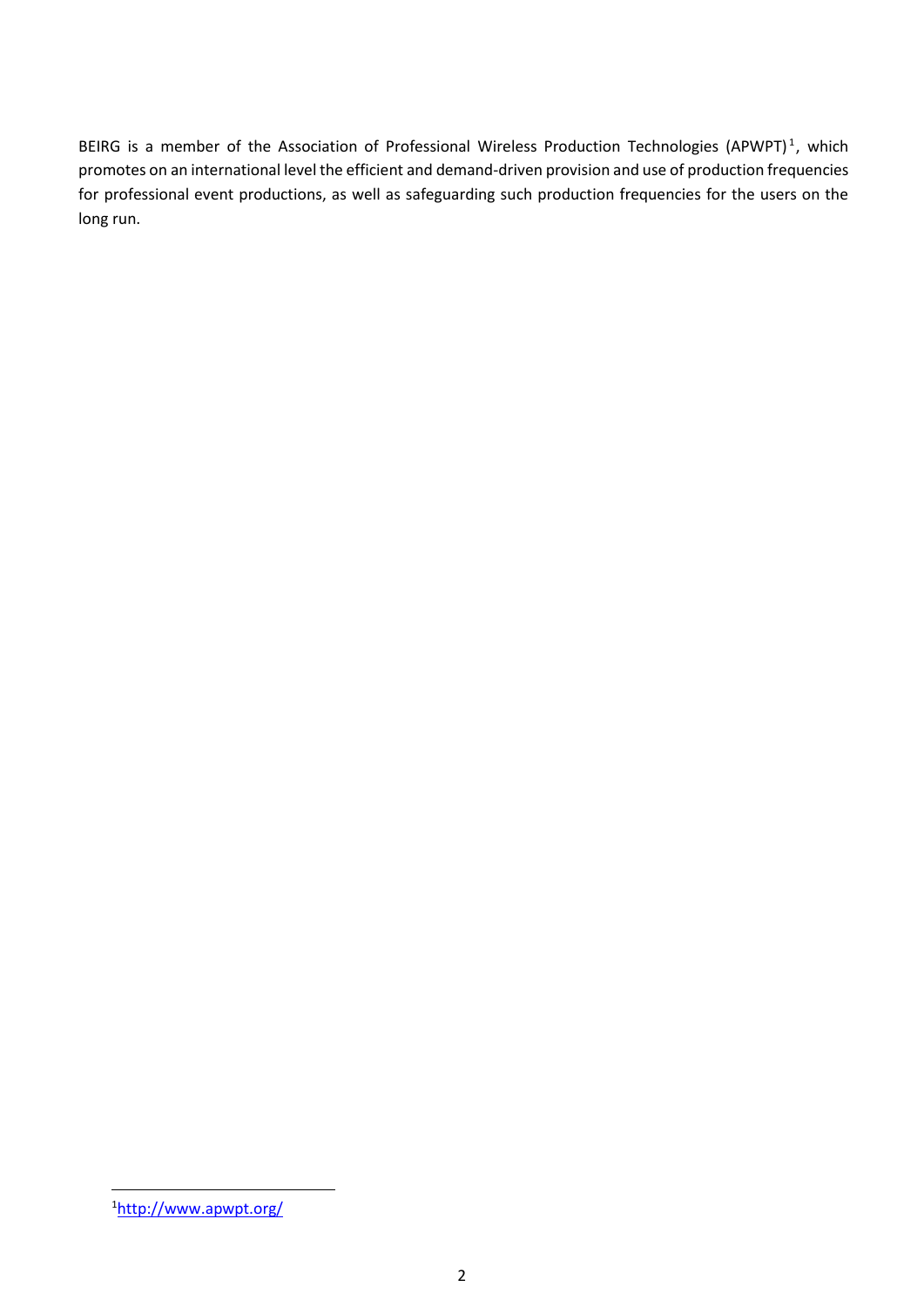BEIRG is a member of the Association of Professional Wireless Production Technologies (APWPT)[1], which promotes on an international level the efficient and demand-driven provision and use of production frequencies for professional event productions, as well as safeguarding such production frequencies for the users on the long run.

[1] http://www.apwpt.org/